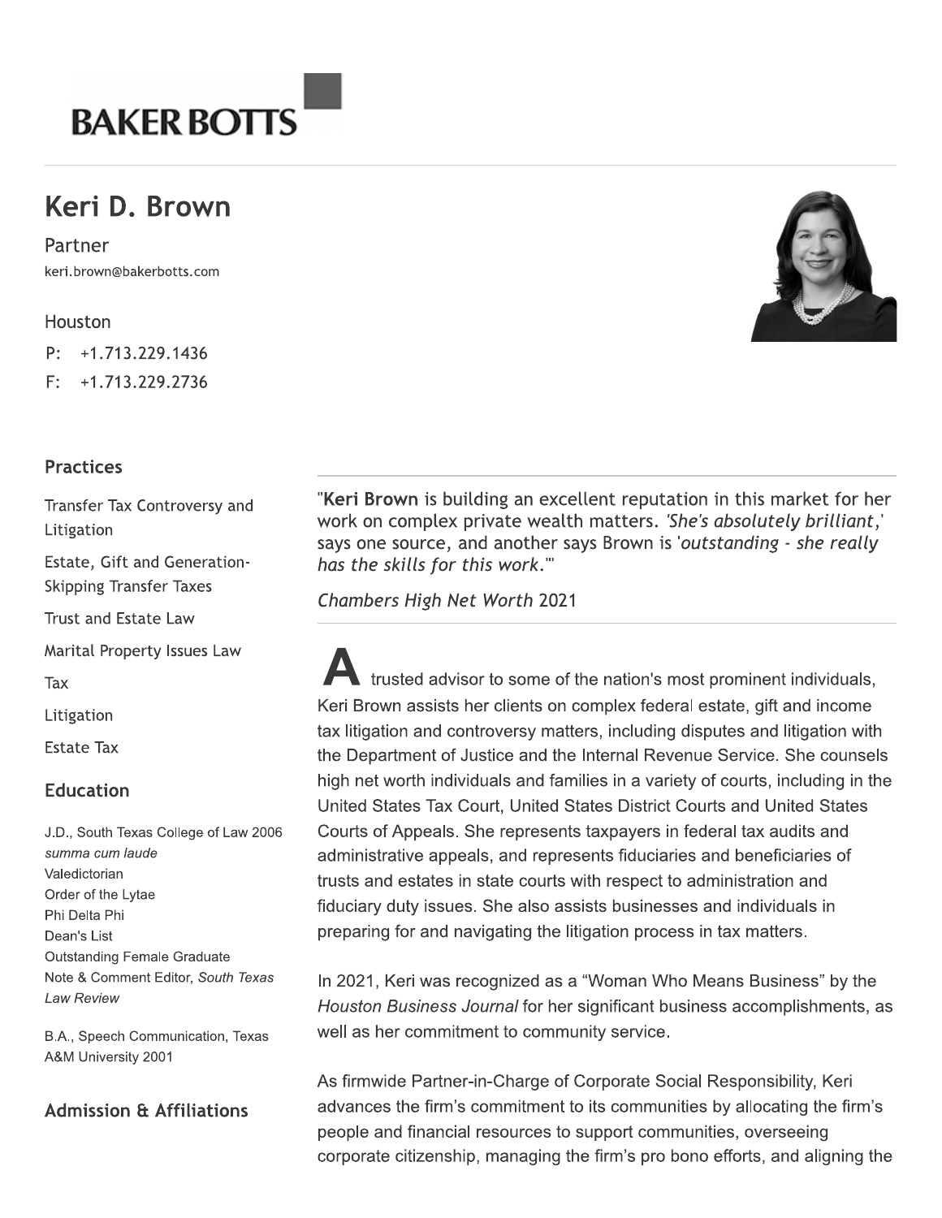# Keri D. Brown

Partner

keri.brown@bakerbotts.com

Houston

P: +1.713.229.1436

F: +1.713.229.2736

## Practices

Transfer Tax Controversy and Litigation

Estate, Gift and Generation-Skipping Transfer Taxes

Trust and Estate Law

Marital Property Issues Law

Tax

Litigation

Estate Tax

## Education

J.D., South Texas College of Law 2006
*summa cum laude*
Valedictorian
Order of the Lytae
Phi Delta Phi
Dean's List
Outstanding Female Graduate
Note & Comment Editor, *South Texas Law Review*

B.A., Speech Communication, Texas A&M University 2001

## Admission & Affiliations

"**Keri Brown** is building an excellent reputation in this market for her work on complex private wealth matters. *'She's absolutely brilliant,'* says one source, and another says Brown is '*outstanding - she really has the skills for this work.*'"

*Chambers High Net Worth* 2021

A trusted advisor to some of the nation's most prominent individuals, Keri Brown assists her clients on complex federal estate, gift and income tax litigation and controversy matters, including disputes and litigation with the Department of Justice and the Internal Revenue Service. She counsels high net worth individuals and families in a variety of courts, including in the United States Tax Court, United States District Courts and United States Courts of Appeals. She represents taxpayers in federal tax audits and administrative appeals, and represents fiduciaries and beneficiaries of trusts and estates in state courts with respect to administration and fiduciary duty issues. She also assists businesses and individuals in preparing for and navigating the litigation process in tax matters.

In 2021, Keri was recognized as a "Woman Who Means Business" by the *Houston Business Journal* for her significant business accomplishments, as well as her commitment to community service.

As firmwide Partner-in-Charge of Corporate Social Responsibility, Keri advances the firm's commitment to its communities by allocating the firm's people and financial resources to support communities, overseeing corporate citizenship, managing the firm's pro bono efforts, and aligning the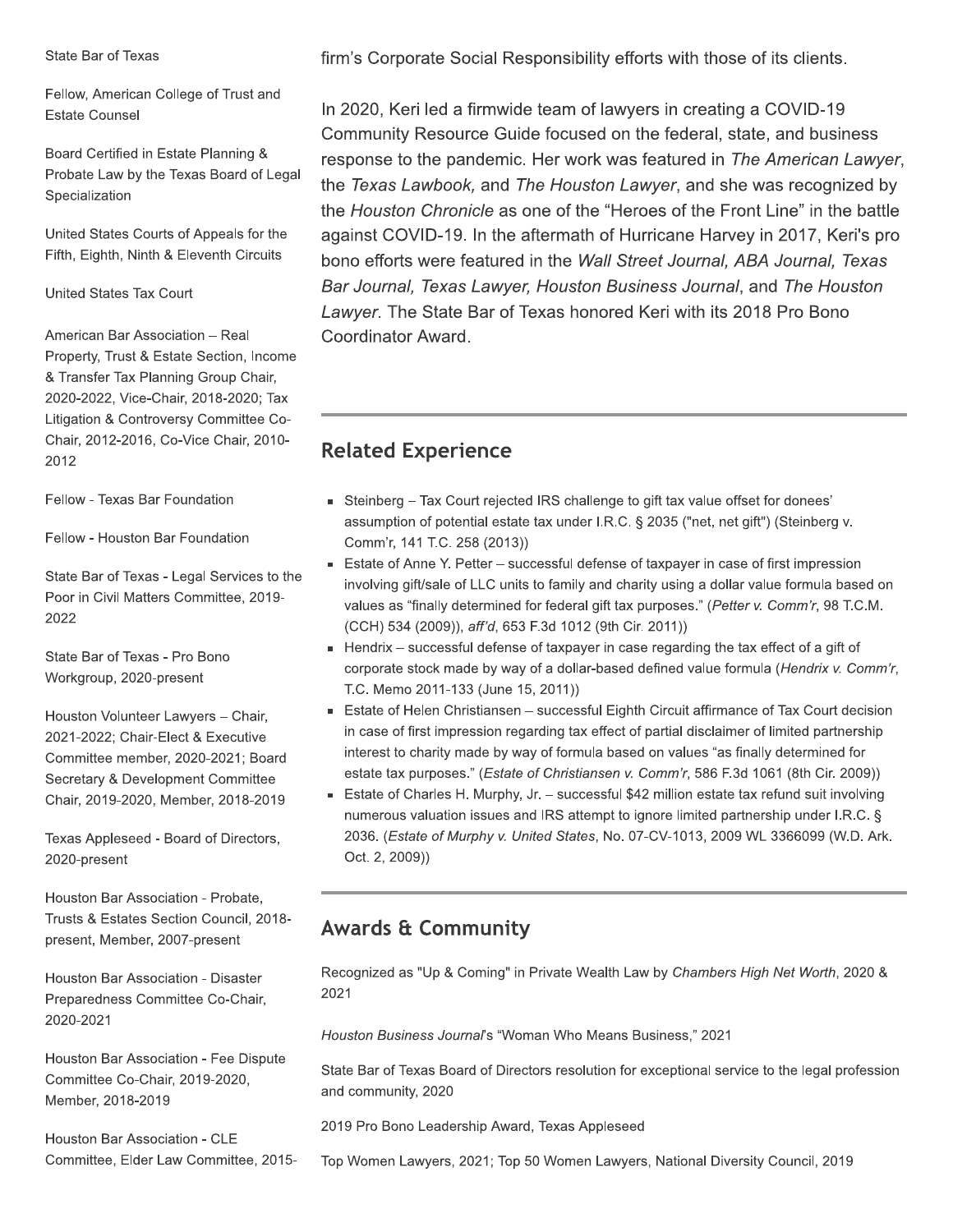State Bar of Texas

Fellow, American College of Trust and Estate Counsel

Board Certified in Estate Planning & Probate Law by the Texas Board of Legal Specialization

United States Courts of Appeals for the Fifth, Eighth, Ninth & Eleventh Circuits

United States Tax Court

American Bar Association – Real Property, Trust & Estate Section, Income & Transfer Tax Planning Group Chair, 2020-2022, Vice-Chair, 2018-2020; Tax Litigation & Controversy Committee Co-Chair, 2012-2016, Co-Vice Chair, 2010-2012

Fellow - Texas Bar Foundation

Fellow - Houston Bar Foundation

State Bar of Texas - Legal Services to the Poor in Civil Matters Committee, 2019-2022

State Bar of Texas - Pro Bono Workgroup, 2020-present

Houston Volunteer Lawyers – Chair, 2021-2022; Chair-Elect & Executive Committee member, 2020-2021; Board Secretary & Development Committee Chair, 2019-2020, Member, 2018-2019

Texas Appleseed - Board of Directors, 2020-present

Houston Bar Association - Probate, Trusts & Estates Section Council, 2018-present, Member, 2007-present

Houston Bar Association - Disaster Preparedness Committee Co-Chair, 2020-2021

Houston Bar Association - Fee Dispute Committee Co-Chair, 2019-2020, Member, 2018-2019

Houston Bar Association - CLE Committee, Elder Law Committee, 2015-

firm's Corporate Social Responsibility efforts with those of its clients.

In 2020, Keri led a firmwide team of lawyers in creating a COVID-19 Community Resource Guide focused on the federal, state, and business response to the pandemic. Her work was featured in *The American Lawyer*, the *Texas Lawbook,* and *The Houston Lawyer*, and she was recognized by the *Houston Chronicle* as one of the "Heroes of the Front Line" in the battle against COVID-19. In the aftermath of Hurricane Harvey in 2017, Keri's pro bono efforts were featured in the *Wall Street Journal, ABA Journal, Texas Bar Journal, Texas Lawyer, Houston Business Journal*, and *The Houston Lawyer*. The State Bar of Texas honored Keri with its 2018 Pro Bono Coordinator Award.

## Related Experience

- Steinberg – Tax Court rejected IRS challenge to gift tax value offset for donees' assumption of potential estate tax under I.R.C. § 2035 ("net, net gift") (Steinberg v. Comm'r, 141 T.C. 258 (2013))
- Estate of Anne Y. Petter – successful defense of taxpayer in case of first impression involving gift/sale of LLC units to family and charity using a dollar value formula based on values as "finally determined for federal gift tax purposes." (*Petter v. Comm'r*, 98 T.C.M. (CCH) 534 (2009)), *aff'd*, 653 F.3d 1012 (9th Cir. 2011))
- Hendrix – successful defense of taxpayer in case regarding the tax effect of a gift of corporate stock made by way of a dollar-based defined value formula (*Hendrix v. Comm'r*, T.C. Memo 2011-133 (June 15, 2011))
- Estate of Helen Christiansen – successful Eighth Circuit affirmance of Tax Court decision in case of first impression regarding tax effect of partial disclaimer of limited partnership interest to charity made by way of formula based on values "as finally determined for estate tax purposes." (*Estate of Christiansen v. Comm'r*, 586 F.3d 1061 (8th Cir. 2009))
- Estate of Charles H. Murphy, Jr. – successful $42 million estate tax refund suit involving numerous valuation issues and IRS attempt to ignore limited partnership under I.R.C. § 2036. (*Estate of Murphy v. United States*, No. 07-CV-1013, 2009 WL 3366099 (W.D. Ark. Oct. 2, 2009))

## Awards & Community

Recognized as "Up & Coming" in Private Wealth Law by *Chambers High Net Worth*, 2020 & 2021

*Houston Business Journal*'s "Woman Who Means Business," 2021

State Bar of Texas Board of Directors resolution for exceptional service to the legal profession and community, 2020

2019 Pro Bono Leadership Award, Texas Appleseed

Top Women Lawyers, 2021; Top 50 Women Lawyers, National Diversity Council, 2019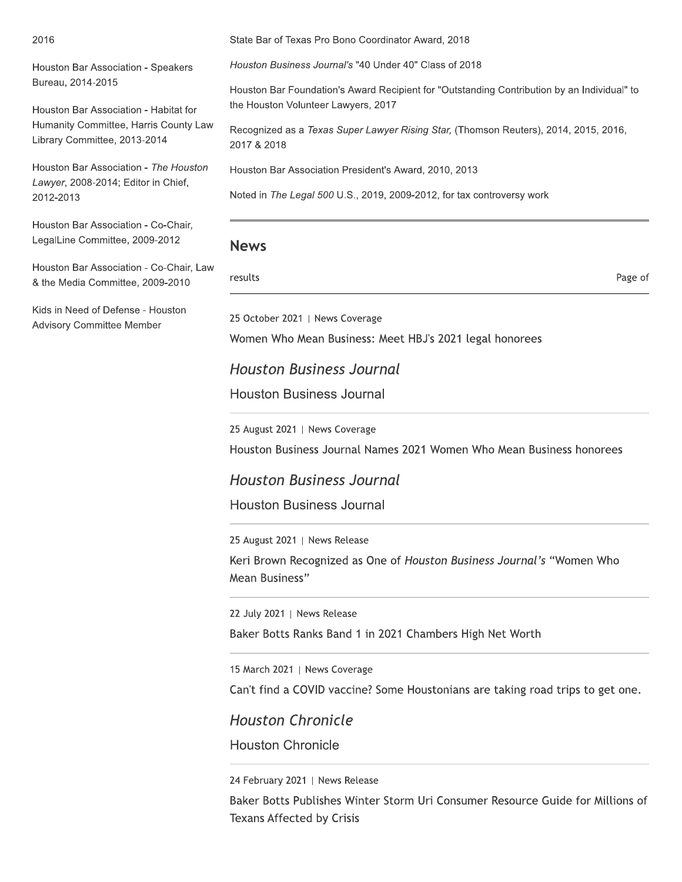2016

Houston Bar Association - Speakers Bureau, 2014-2015

Houston Bar Association - Habitat for Humanity Committee, Harris County Law Library Committee, 2013-2014

Houston Bar Association - *The Houston Lawyer*, 2008-2014; Editor in Chief, 2012-2013

Houston Bar Association - Co-Chair, LegalLine Committee, 2009-2012

Houston Bar Association - Co-Chair, Law & the Media Committee, 2009-2010

Kids in Need of Defense - Houston Advisory Committee Member

State Bar of Texas Pro Bono Coordinator Award, 2018

*Houston Business Journal's* "40 Under 40" Class of 2018

Houston Bar Foundation's Award Recipient for "Outstanding Contribution by an Individual" to the Houston Volunteer Lawyers, 2017

Recognized as a *Texas Super Lawyer Rising Star,* (Thomson Reuters), 2014, 2015, 2016, 2017 & 2018

Houston Bar Association President's Award, 2010, 2013

Noted in *The Legal 500* U.S., 2019, 2009-2012, for tax controversy work

## News

results Page of

25 October 2021 | News Coverage

Women Who Mean Business: Meet HBJ's 2021 legal honorees

*Houston Business Journal*

Houston Business Journal

25 August 2021 | News Coverage

Houston Business Journal Names 2021 Women Who Mean Business honorees

*Houston Business Journal*

Houston Business Journal

25 August 2021 | News Release

Keri Brown Recognized as One of *Houston Business Journal's* "Women Who Mean Business"

22 July 2021 | News Release

Baker Botts Ranks Band 1 in 2021 Chambers High Net Worth

15 March 2021 | News Coverage

Can't find a COVID vaccine? Some Houstonians are taking road trips to get one.

*Houston Chronicle*

Houston Chronicle

24 February 2021 | News Release

Baker Botts Publishes Winter Storm Uri Consumer Resource Guide for Millions of Texans Affected by Crisis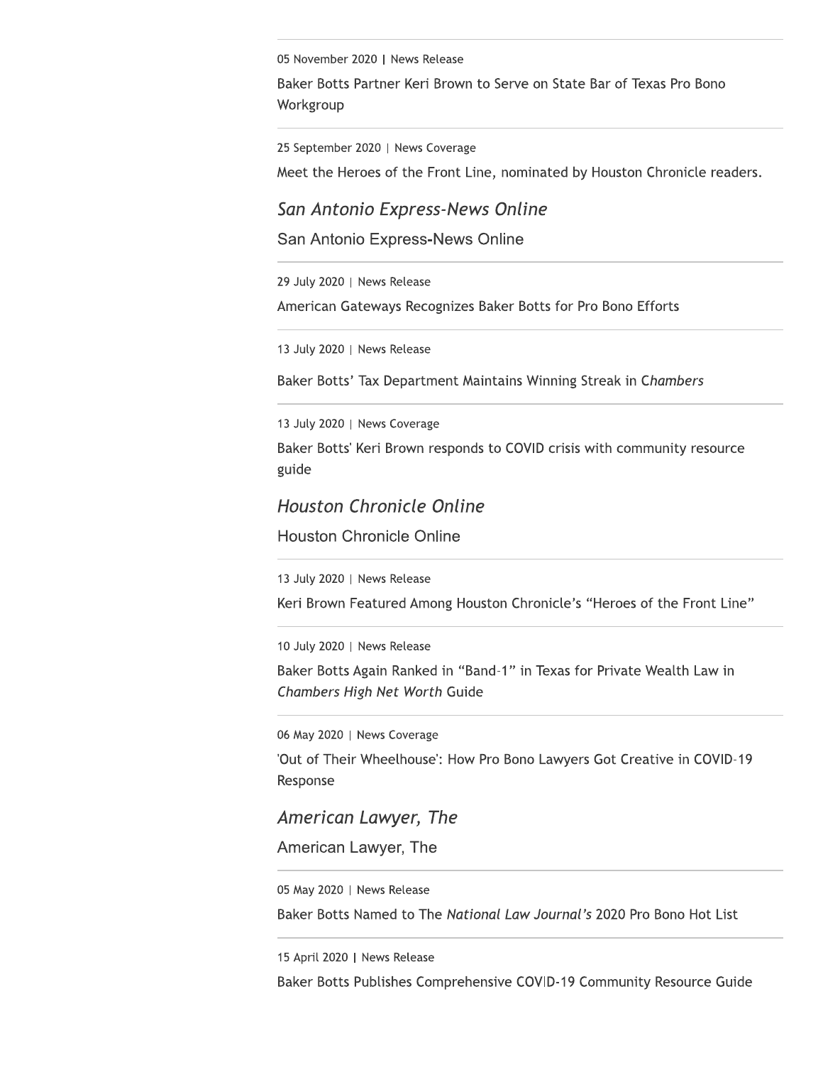05 November 2020 | News Release

Baker Botts Partner Keri Brown to Serve on State Bar of Texas Pro Bono Workgroup

---

25 September 2020 | News Coverage

Meet the Heroes of the Front Line, nominated by Houston Chronicle readers.

*San Antonio Express-News Online*

San Antonio Express-News Online

---

29 July 2020 | News Release

American Gateways Recognizes Baker Botts for Pro Bono Efforts

---

13 July 2020 | News Release

Baker Botts' Tax Department Maintains Winning Streak in C*hambers*

---

13 July 2020 | News Coverage

Baker Botts' Keri Brown responds to COVID crisis with community resource guide

*Houston Chronicle Online*

Houston Chronicle Online

---

13 July 2020 | News Release

Keri Brown Featured Among Houston Chronicle's "Heroes of the Front Line"

---

10 July 2020 | News Release

Baker Botts Again Ranked in "Band-1" in Texas for Private Wealth Law in *Chambers High Net Worth* Guide

---

06 May 2020 | News Coverage

'Out of Their Wheelhouse': How Pro Bono Lawyers Got Creative in COVID-19 Response

*American Lawyer, The*

American Lawyer, The

---

05 May 2020 | News Release

Baker Botts Named to The *National Law Journal's* 2020 Pro Bono Hot List

---

15 April 2020 | News Release

Baker Botts Publishes Comprehensive COVID-19 Community Resource Guide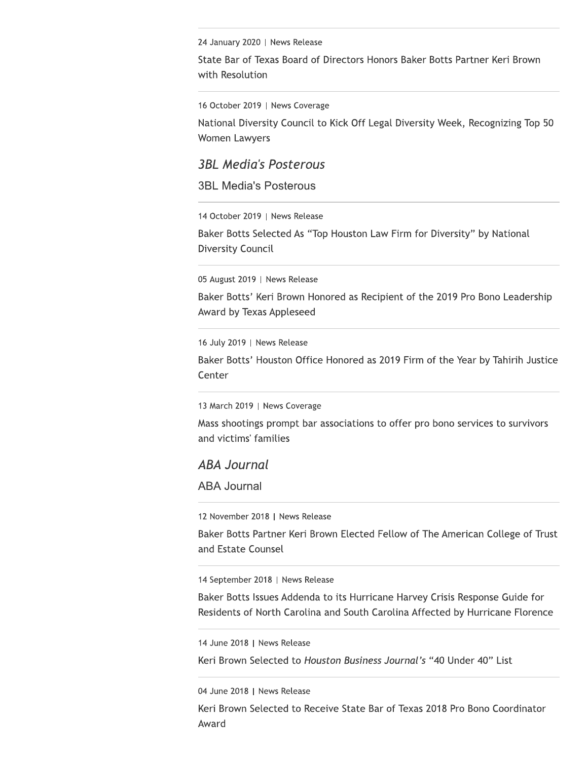24 January 2020 | News Release

State Bar of Texas Board of Directors Honors Baker Botts Partner Keri Brown with Resolution

16 October 2019 | News Coverage

National Diversity Council to Kick Off Legal Diversity Week, Recognizing Top 50 Women Lawyers

*3BL Media's Posterous*

3BL Media's Posterous

14 October 2019 | News Release

Baker Botts Selected As “Top Houston Law Firm for Diversity” by National Diversity Council

05 August 2019 | News Release

Baker Botts’ Keri Brown Honored as Recipient of the 2019 Pro Bono Leadership Award by Texas Appleseed

16 July 2019 | News Release

Baker Botts’ Houston Office Honored as 2019 Firm of the Year by Tahirih Justice Center

13 March 2019 | News Coverage

Mass shootings prompt bar associations to offer pro bono services to survivors and victims' families

*ABA Journal*

ABA Journal

12 November 2018 | News Release

Baker Botts Partner Keri Brown Elected Fellow of The American College of Trust and Estate Counsel

14 September 2018 | News Release

Baker Botts Issues Addenda to its Hurricane Harvey Crisis Response Guide for Residents of North Carolina and South Carolina Affected by Hurricane Florence

14 June 2018 | News Release

Keri Brown Selected to *Houston Business Journal’s* “40 Under 40” List

04 June 2018 | News Release

Keri Brown Selected to Receive State Bar of Texas 2018 Pro Bono Coordinator Award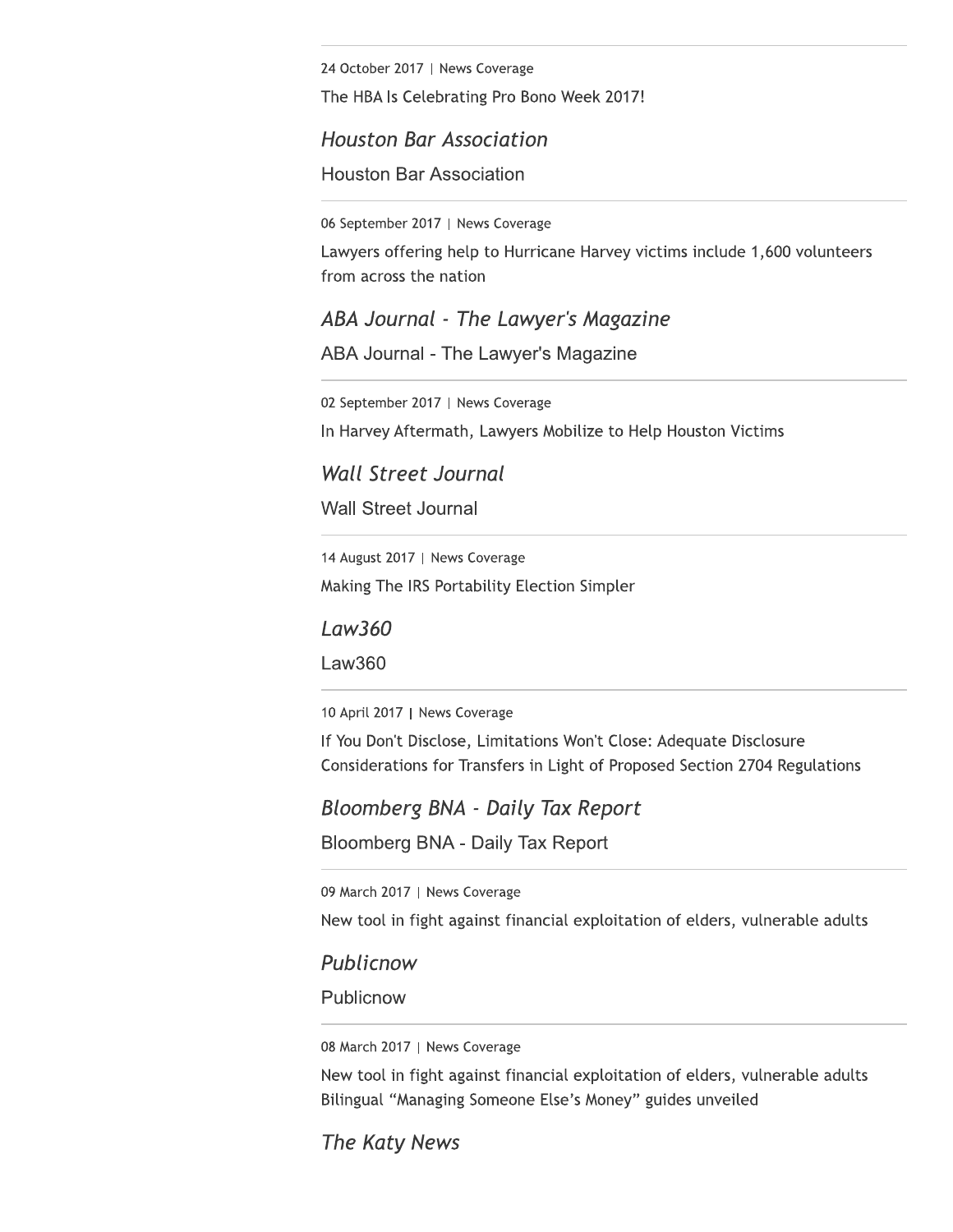---

24 October 2017 | News Coverage

The HBA Is Celebrating Pro Bono Week 2017!

### *Houston Bar Association*

Houston Bar Association

---

06 September 2017 | News Coverage

Lawyers offering help to Hurricane Harvey victims include 1,600 volunteers from across the nation

### *ABA Journal - The Lawyer's Magazine*

ABA Journal - The Lawyer's Magazine

---

02 September 2017 | News Coverage

In Harvey Aftermath, Lawyers Mobilize to Help Houston Victims

### *Wall Street Journal*

Wall Street Journal

---

14 August 2017 | News Coverage

Making The IRS Portability Election Simpler

### *Law360*

Law360

---

10 April 2017 | News Coverage

If You Don't Disclose, Limitations Won't Close: Adequate Disclosure Considerations for Transfers in Light of Proposed Section 2704 Regulations

### *Bloomberg BNA - Daily Tax Report*

Bloomberg BNA - Daily Tax Report

---

09 March 2017 | News Coverage

New tool in fight against financial exploitation of elders, vulnerable adults

### *Publicnow*

Publicnow

---

08 March 2017 | News Coverage

New tool in fight against financial exploitation of elders, vulnerable adults
Bilingual "Managing Someone Else's Money" guides unveiled

### *The Katy News*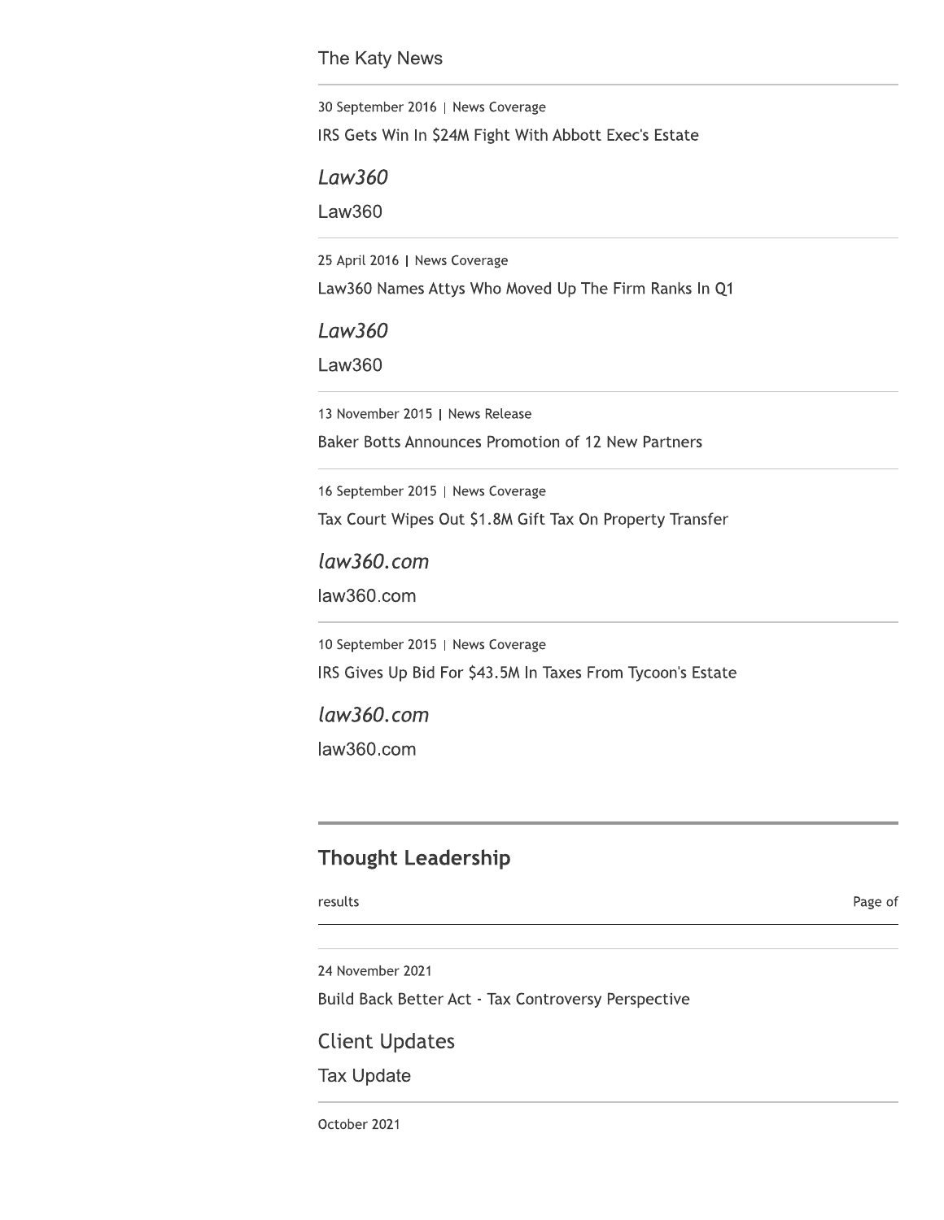The Katy News

30 September 2016 | News Coverage

IRS Gets Win In $24M Fight With Abbott Exec's Estate

*Law360*

Law360

25 April 2016 | News Coverage

Law360 Names Attys Who Moved Up The Firm Ranks In Q1

*Law360*

Law360

13 November 2015 | News Release

Baker Botts Announces Promotion of 12 New Partners

16 September 2015 | News Coverage

Tax Court Wipes Out $1.8M Gift Tax On Property Transfer

*law360.com*

law360.com

10 September 2015 | News Coverage

IRS Gives Up Bid For $43.5M In Taxes From Tycoon's Estate

*law360.com*

law360.com

## Thought Leadership

results Page of

24 November 2021

Build Back Better Act - Tax Controversy Perspective

Client Updates

Tax Update

October 2021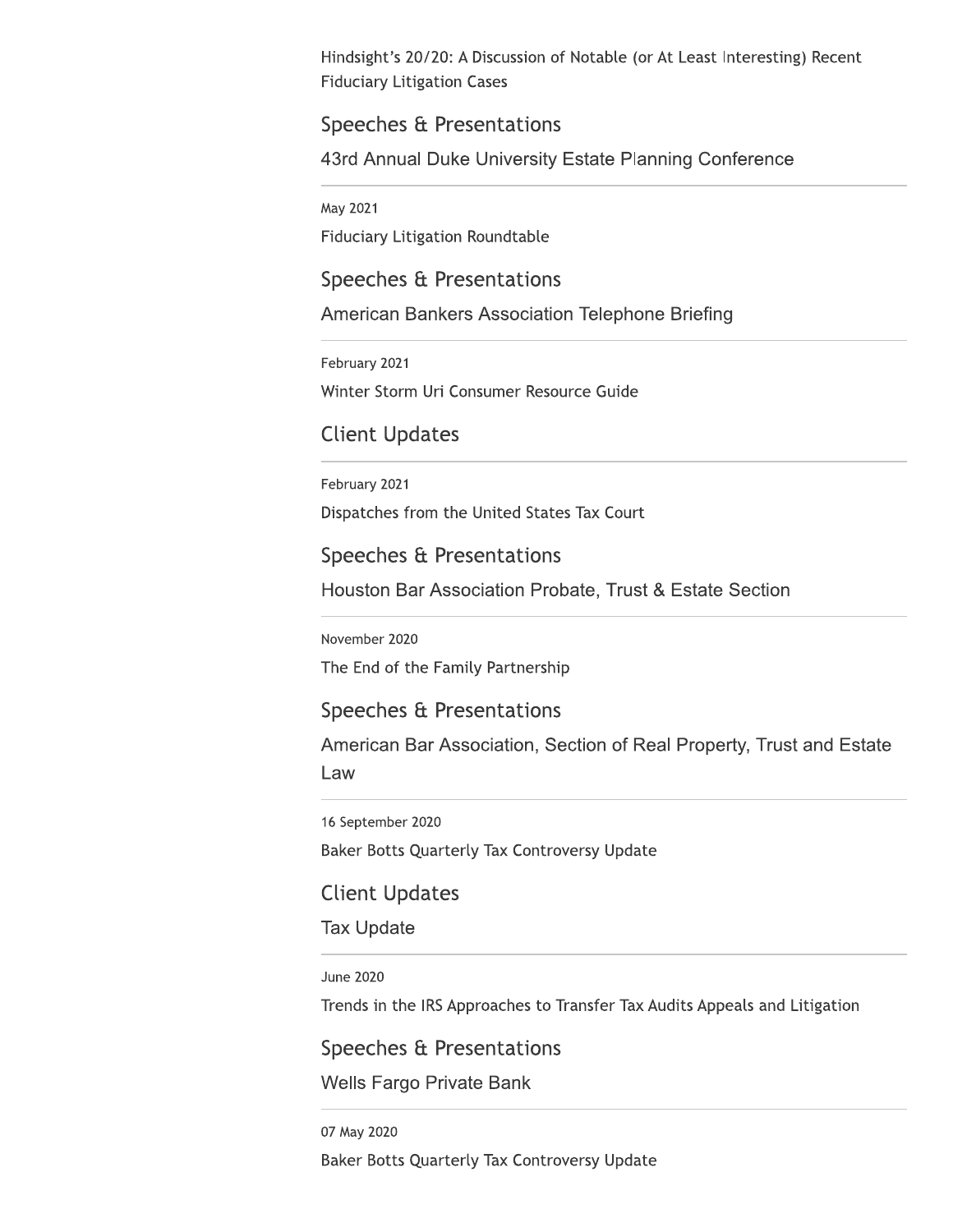Hindsight's 20/20: A Discussion of Notable (or At Least Interesting) Recent Fiduciary Litigation Cases

### Speeches & Presentations

43rd Annual Duke University Estate Planning Conference

---

May 2021

Fiduciary Litigation Roundtable

### Speeches & Presentations

American Bankers Association Telephone Briefing

---

February 2021

Winter Storm Uri Consumer Resource Guide

### Client Updates

---

February 2021

Dispatches from the United States Tax Court

### Speeches & Presentations

Houston Bar Association Probate, Trust & Estate Section

---

November 2020

The End of the Family Partnership

### Speeches & Presentations

American Bar Association, Section of Real Property, Trust and Estate Law

---

16 September 2020

Baker Botts Quarterly Tax Controversy Update

### Client Updates

Tax Update

---

June 2020

Trends in the IRS Approaches to Transfer Tax Audits Appeals and Litigation

### Speeches & Presentations

Wells Fargo Private Bank

---

07 May 2020

Baker Botts Quarterly Tax Controversy Update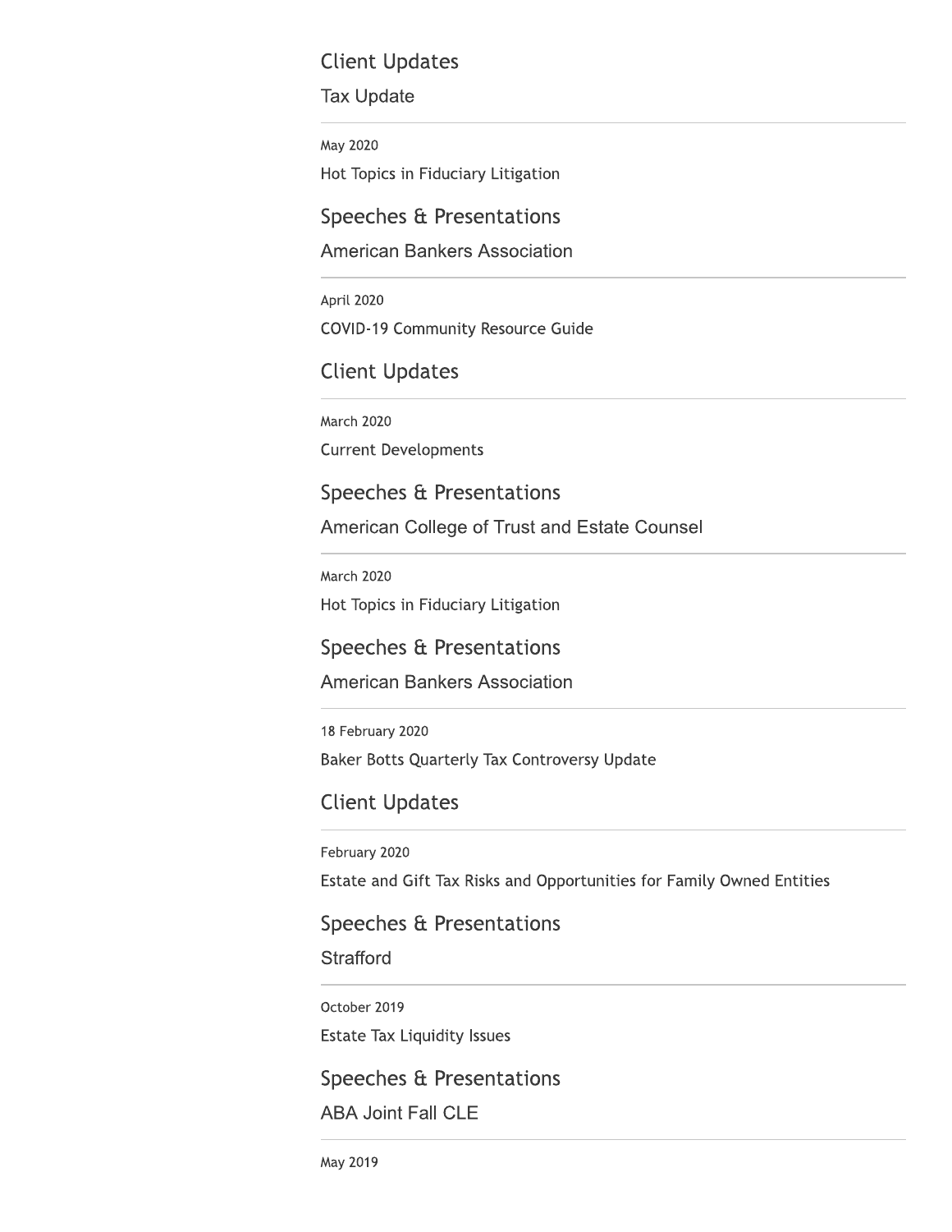Client Updates

Tax Update

---

May 2020

Hot Topics in Fiduciary Litigation

Speeches & Presentations

American Bankers Association

---

April 2020

COVID-19 Community Resource Guide

Client Updates

---

March 2020

Current Developments

Speeches & Presentations

American College of Trust and Estate Counsel

---

March 2020

Hot Topics in Fiduciary Litigation

Speeches & Presentations

American Bankers Association

---

18 February 2020

Baker Botts Quarterly Tax Controversy Update

Client Updates

---

February 2020

Estate and Gift Tax Risks and Opportunities for Family Owned Entities

Speeches & Presentations

Strafford

---

October 2019

Estate Tax Liquidity Issues

Speeches & Presentations

ABA Joint Fall CLE

---

May 2019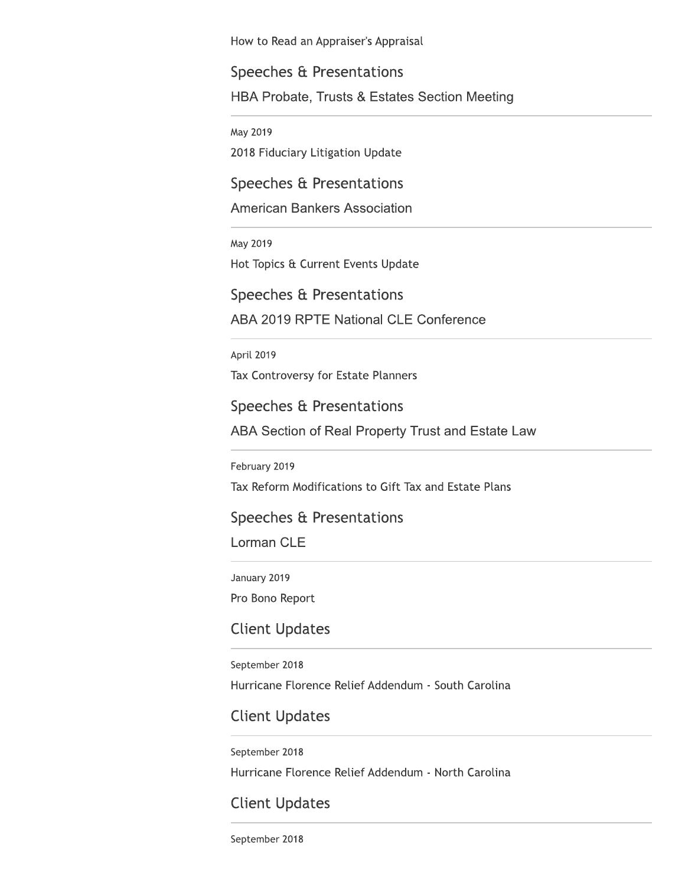How to Read an Appraiser's Appraisal

Speeches & Presentations

HBA Probate, Trusts & Estates Section Meeting

---

May 2019

2018 Fiduciary Litigation Update

Speeches & Presentations

American Bankers Association

---

May 2019

Hot Topics & Current Events Update

Speeches & Presentations

ABA 2019 RPTE National CLE Conference

---

April 2019

Tax Controversy for Estate Planners

Speeches & Presentations

ABA Section of Real Property Trust and Estate Law

---

February 2019

Tax Reform Modifications to Gift Tax and Estate Plans

Speeches & Presentations

Lorman CLE

---

January 2019

Pro Bono Report

Client Updates

---

September 2018

Hurricane Florence Relief Addendum - South Carolina

Client Updates

---

September 2018

Hurricane Florence Relief Addendum - North Carolina

Client Updates

---

September 2018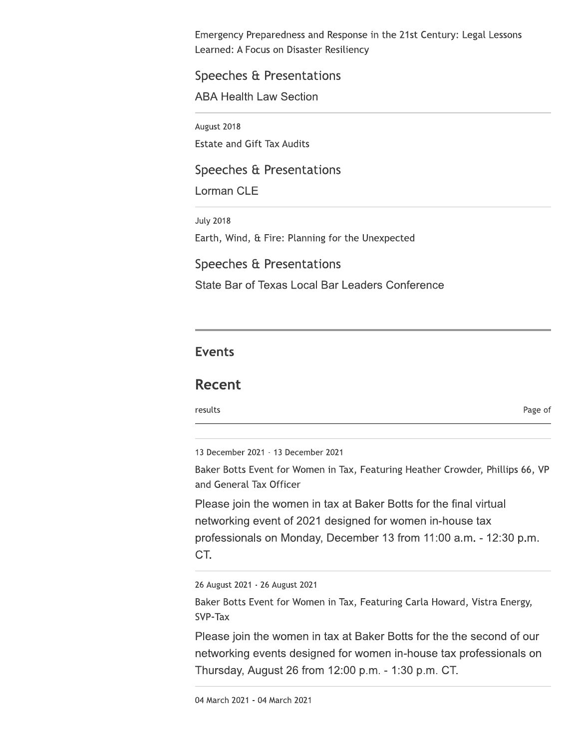Emergency Preparedness and Response in the 21st Century: Legal Lessons Learned: A Focus on Disaster Resiliency

Speeches & Presentations

ABA Health Law Section

---

August 2018

Estate and Gift Tax Audits

Speeches & Presentations

Lorman CLE

---

July 2018

Earth, Wind, & Fire: Planning for the Unexpected

Speeches & Presentations

State Bar of Texas Local Bar Leaders Conference

---

## Events

## Recent

results Page of

---

13 December 2021 - 13 December 2021

Baker Botts Event for Women in Tax, Featuring Heather Crowder, Phillips 66, VP and General Tax Officer

Please join the women in tax at Baker Botts for the final virtual networking event of 2021 designed for women in-house tax professionals on Monday, December 13 from 11:00 a.m. - 12:30 p.m. CT.

---

26 August 2021 - 26 August 2021

Baker Botts Event for Women in Tax, Featuring Carla Howard, Vistra Energy, SVP-Tax

Please join the women in tax at Baker Botts for the the second of our networking events designed for women in-house tax professionals on Thursday, August 26 from 12:00 p.m. - 1:30 p.m. CT.

---

04 March 2021 - 04 March 2021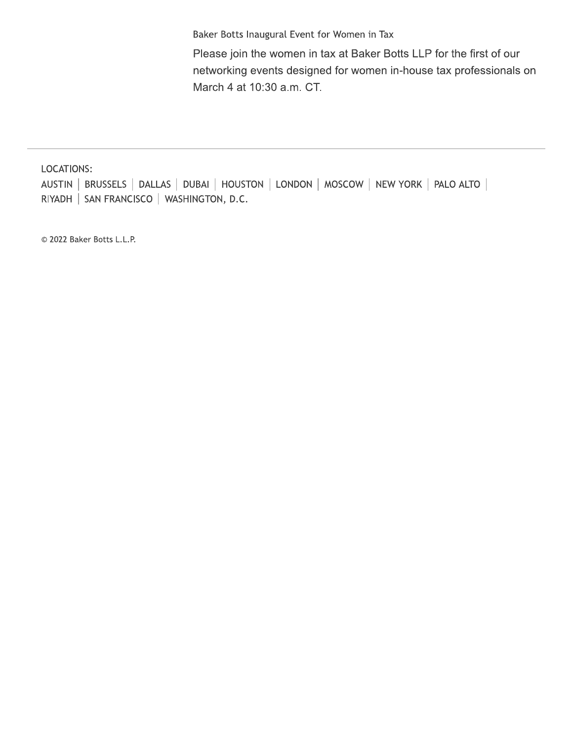Baker Botts Inaugural Event for Women in Tax

Please join the women in tax at Baker Botts LLP for the first of our networking events designed for women in-house tax professionals on March 4 at 10:30 a.m. CT.

---

LOCATIONS:

AUSTIN | BRUSSELS | DALLAS | DUBAI | HOUSTON | LONDON | MOSCOW | NEW YORK | PALO ALTO | RIYADH | SAN FRANCISCO | WASHINGTON, D.C.

© 2022 Baker Botts L.L.P.